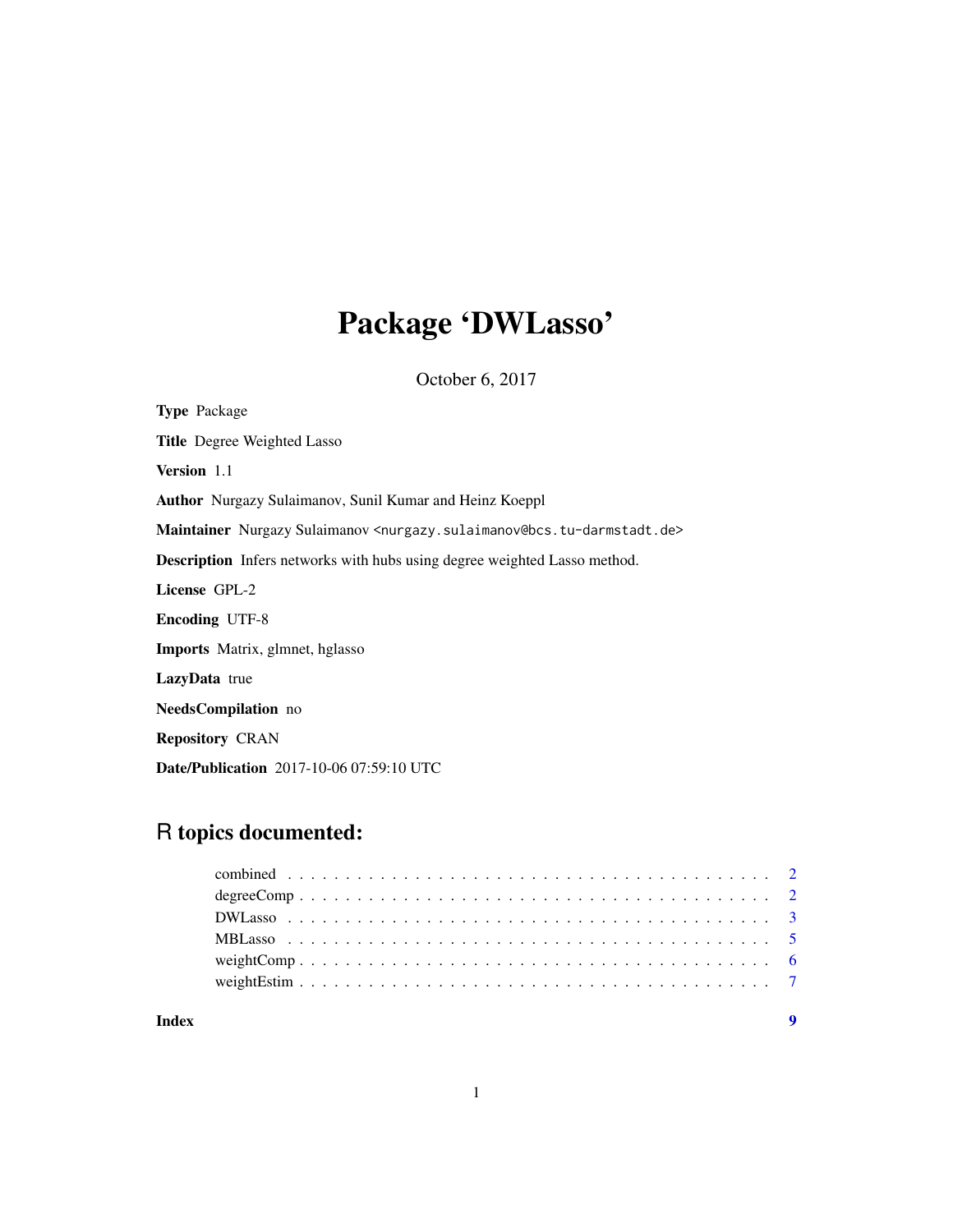# Package 'DWLasso'

October 6, 2017

**Type** Package

**Title** Degree Weighted Lasso

**Version** 1.1

**Author** Nurgazy Sulaimanov, Sunil Kumar and Heinz Koeppl

**Maintainer** Nurgazy Sulaimanov <nurgazy.sulaimanov@bcs.tu-darmstadt.de>

**Description** Infers networks with hubs using degree weighted Lasso method.

**License** GPL-2

**Encoding** UTF-8

**Imports** Matrix, glmnet, hglasso

**LazyData** true

**NeedsCompilation** no

**Repository** CRAN

**Date/Publication** 2017-10-06 07:59:10 UTC

## R topics documented:

combined . . . . . . . . . . . . . . . . . . . . . . . . . . . . . . . . . . . . . . . . . . 2
degreeComp . . . . . . . . . . . . . . . . . . . . . . . . . . . . . . . . . . . . . . . . . 2
DWLasso . . . . . . . . . . . . . . . . . . . . . . . . . . . . . . . . . . . . . . . . . . 3
MBLasso . . . . . . . . . . . . . . . . . . . . . . . . . . . . . . . . . . . . . . . . . . 5
weightComp . . . . . . . . . . . . . . . . . . . . . . . . . . . . . . . . . . . . . . . . . 6
weightEstim . . . . . . . . . . . . . . . . . . . . . . . . . . . . . . . . . . . . . . . . . 7

**Index** 9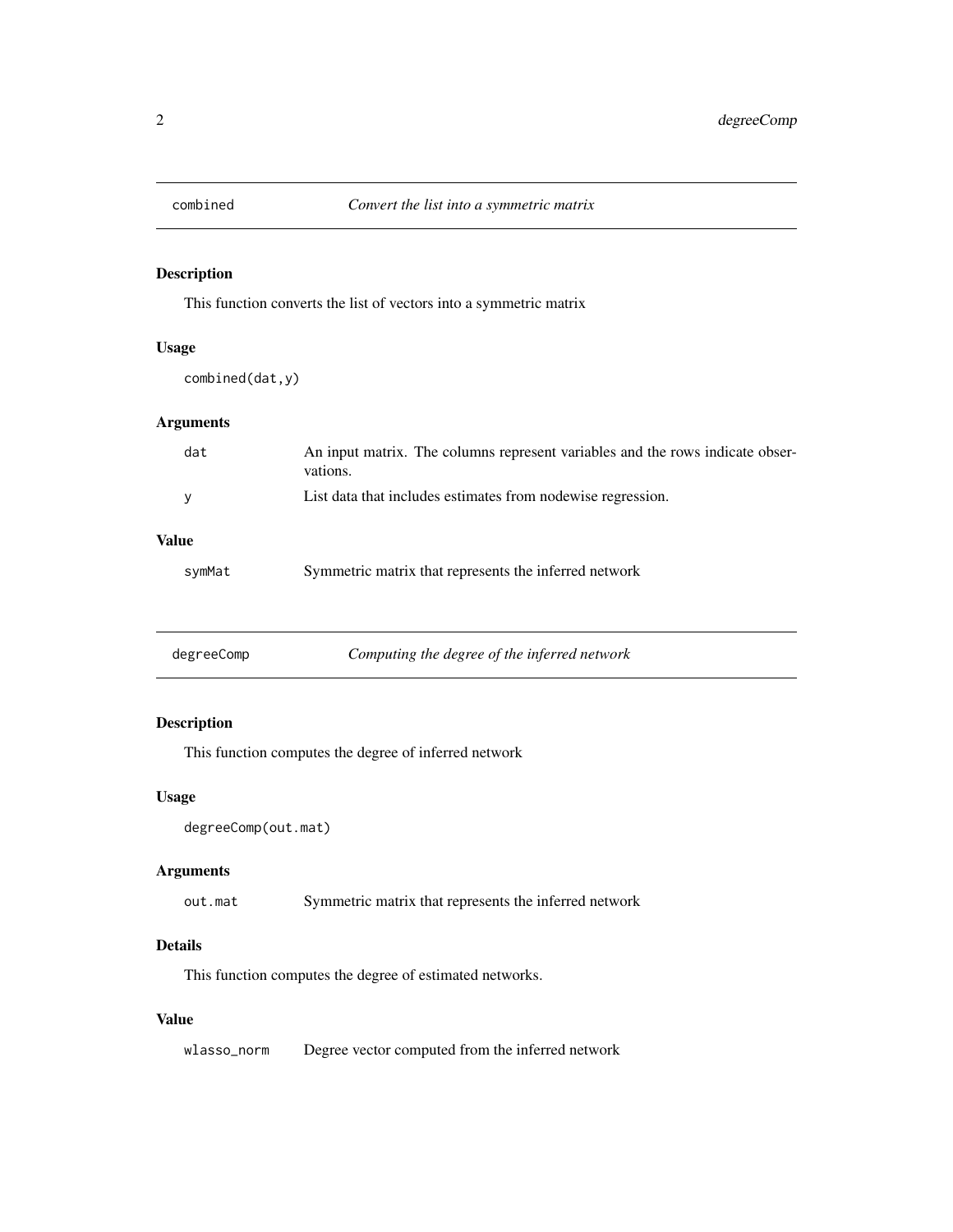## combined — *Convert the list into a symmetric matrix*

### Description

This function converts the list of vectors into a symmetric matrix

### Usage

```
combined(dat,y)
```

### Arguments

| | |
|---|---|
| dat | An input matrix. The columns represent variables and the rows indicate observations. |
| y | List data that includes estimates from nodewise regression. |

### Value

| | |
|---|---|
| symMat | Symmetric matrix that represents the inferred network |

## degreeComp — *Computing the degree of the inferred network*

### Description

This function computes the degree of inferred network

### Usage

```
degreeComp(out.mat)
```

### Arguments

| | |
|---|---|
| out.mat | Symmetric matrix that represents the inferred network |

### Details

This function computes the degree of estimated networks.

### Value

| | |
|---|---|
| wlasso_norm | Degree vector computed from the inferred network |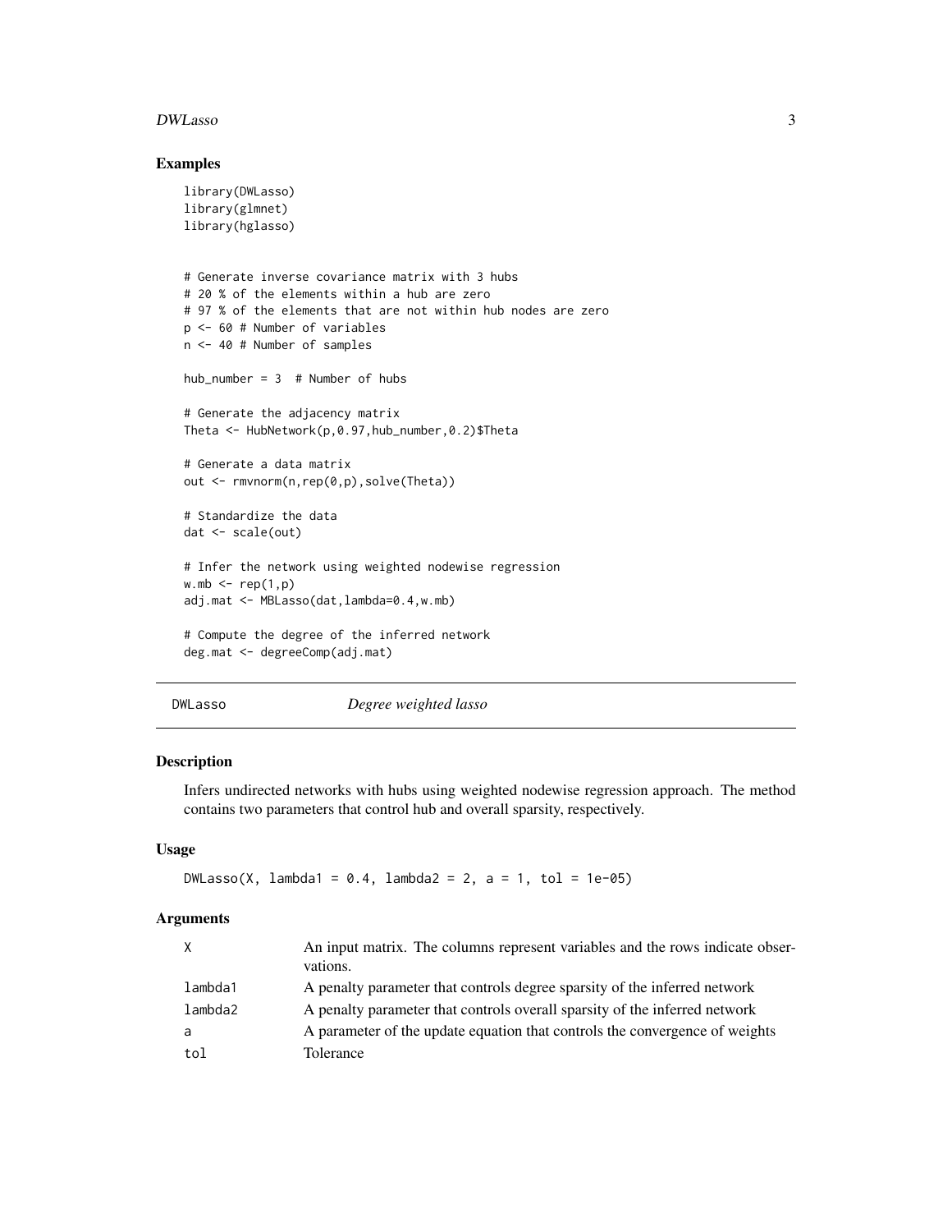## Examples

```
library(DWLasso)
library(glmnet)
library(hglasso)


# Generate inverse covariance matrix with 3 hubs
# 20 % of the elements within a hub are zero
# 97 % of the elements that are not within hub nodes are zero
p <- 60 # Number of variables
n <- 40 # Number of samples

hub_number = 3  # Number of hubs

# Generate the adjacency matrix
Theta <- HubNetwork(p,0.97,hub_number,0.2)$Theta

# Generate a data matrix
out <- rmvnorm(n,rep(0,p),solve(Theta))

# Standardize the data
dat <- scale(out)

# Infer the network using weighted nodewise regression
w.mb <- rep(1,p)
adj.mat <- MBLasso(dat,lambda=0.4,w.mb)

# Compute the degree of the inferred network
deg.mat <- degreeComp(adj.mat)
```

---

# DWLasso *Degree weighted lasso*

## Description

Infers undirected networks with hubs using weighted nodewise regression approach. The method contains two parameters that control hub and overall sparsity, respectively.

## Usage

```
DWLasso(X, lambda1 = 0.4, lambda2 = 2, a = 1, tol = 1e-05)
```

## Arguments

| | |
|---|---|
| X | An input matrix. The columns represent variables and the rows indicate observations. |
| lambda1 | A penalty parameter that controls degree sparsity of the inferred network |
| lambda2 | A penalty parameter that controls overall sparsity of the inferred network |
| a | A parameter of the update equation that controls the convergence of weights |
| tol | Tolerance |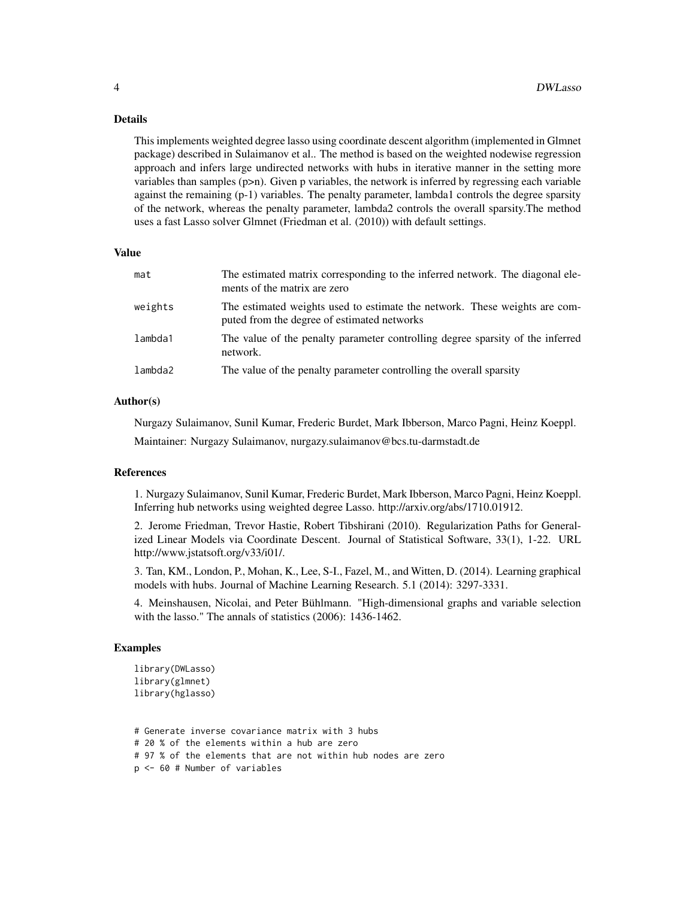## Details

This implements weighted degree lasso using coordinate descent algorithm (implemented in Glmnet package) described in Sulaimanov et al.. The method is based on the weighted nodewise regression approach and infers large undirected networks with hubs in iterative manner in the setting more variables than samples (p>n). Given p variables, the network is inferred by regressing each variable against the remaining (p-1) variables. The penalty parameter, lambda1 controls the degree sparsity of the network, whereas the penalty parameter, lambda2 controls the overall sparsity.The method uses a fast Lasso solver Glmnet (Friedman et al. (2010)) with default settings.

## Value

| | |
|---|---|
| `mat` | The estimated matrix corresponding to the inferred network. The diagonal elements of the matrix are zero |
| `weights` | The estimated weights used to estimate the network. These weights are computed from the degree of estimated networks |
| `lambda1` | The value of the penalty parameter controlling degree sparsity of the inferred network. |
| `lambda2` | The value of the penalty parameter controlling the overall sparsity |

## Author(s)

Nurgazy Sulaimanov, Sunil Kumar, Frederic Burdet, Mark Ibberson, Marco Pagni, Heinz Koeppl.

Maintainer: Nurgazy Sulaimanov, nurgazy.sulaimanov@bcs.tu-darmstadt.de

## References

1. Nurgazy Sulaimanov, Sunil Kumar, Frederic Burdet, Mark Ibberson, Marco Pagni, Heinz Koeppl. Inferring hub networks using weighted degree Lasso. http://arxiv.org/abs/1710.01912.

2. Jerome Friedman, Trevor Hastie, Robert Tibshirani (2010). Regularization Paths for Generalized Linear Models via Coordinate Descent. Journal of Statistical Software, 33(1), 1-22. URL http://www.jstatsoft.org/v33/i01/.

3. Tan, KM., London, P., Mohan, K., Lee, S-I., Fazel, M., and Witten, D. (2014). Learning graphical models with hubs. Journal of Machine Learning Research. 5.1 (2014): 3297-3331.

4. Meinshausen, Nicolai, and Peter Bühlmann. "High-dimensional graphs and variable selection with the lasso." The annals of statistics (2006): 1436-1462.

## Examples

```
library(DWLasso)
library(glmnet)
library(hglasso)


# Generate inverse covariance matrix with 3 hubs
# 20 % of the elements within a hub are zero
# 97 % of the elements that are not within hub nodes are zero
p <- 60 # Number of variables
```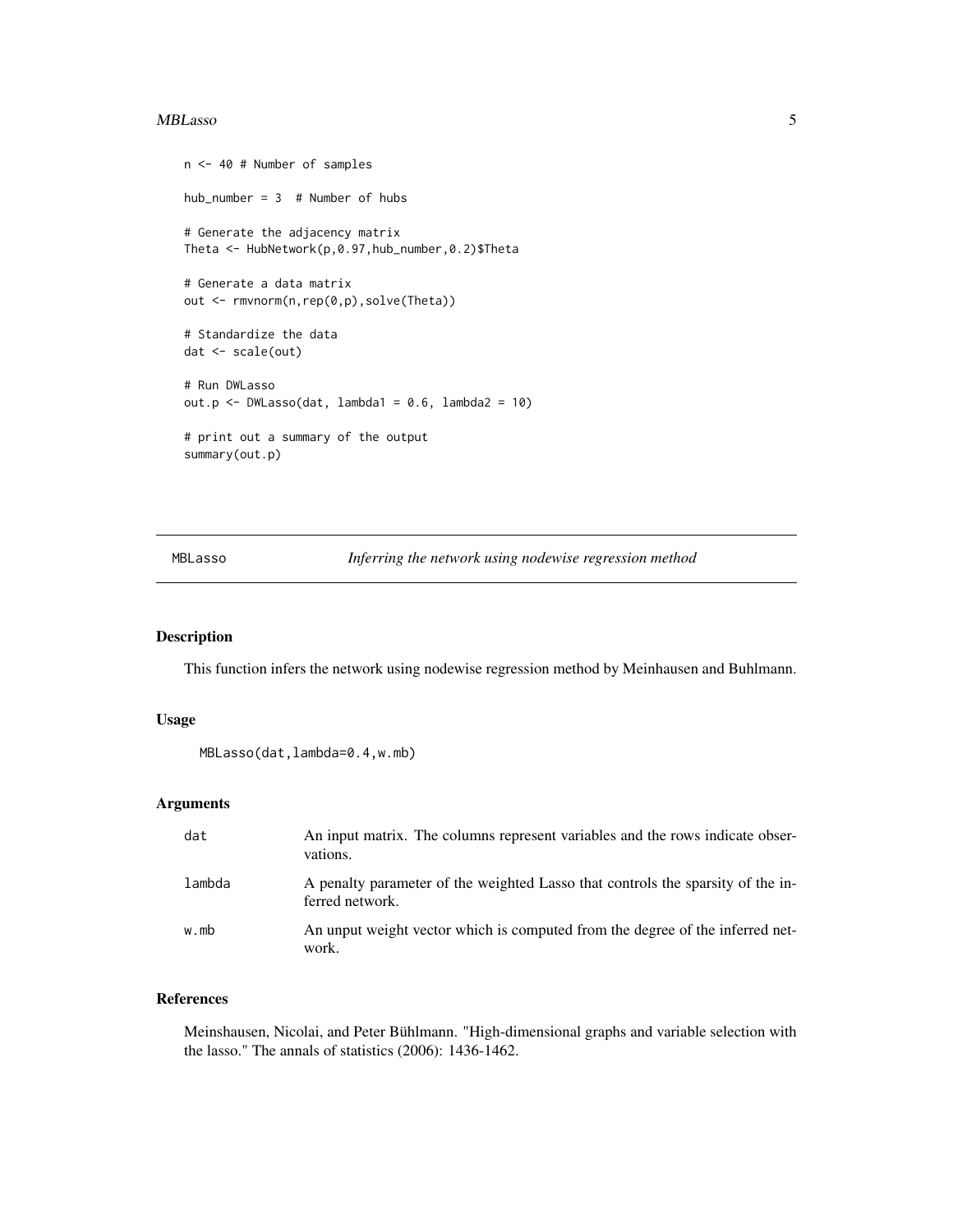```
n <- 40 # Number of samples

hub_number = 3  # Number of hubs

# Generate the adjacency matrix
Theta <- HubNetwork(p,0.97,hub_number,0.2)$Theta

# Generate a data matrix
out <- rmvnorm(n,rep(0,p),solve(Theta))

# Standardize the data
dat <- scale(out)

# Run DWLasso
out.p <- DWLasso(dat, lambda1 = 0.6, lambda2 = 10)

# print out a summary of the output
summary(out.p)
```

---

## MBLasso *Inferring the network using nodewise regression method*

---

### Description

This function infers the network using nodewise regression method by Meinhausen and Buhlmann.

### Usage

```
MBLasso(dat,lambda=0.4,w.mb)
```

### Arguments

| | |
|---|---|
| `dat` | An input matrix. The columns represent variables and the rows indicate observations. |
| `lambda` | A penalty parameter of the weighted Lasso that controls the sparsity of the inferred network. |
| `w.mb` | An unput weight vector which is computed from the degree of the inferred network. |

### References

Meinshausen, Nicolai, and Peter Bühlmann. "High-dimensional graphs and variable selection with the lasso." The annals of statistics (2006): 1436-1462.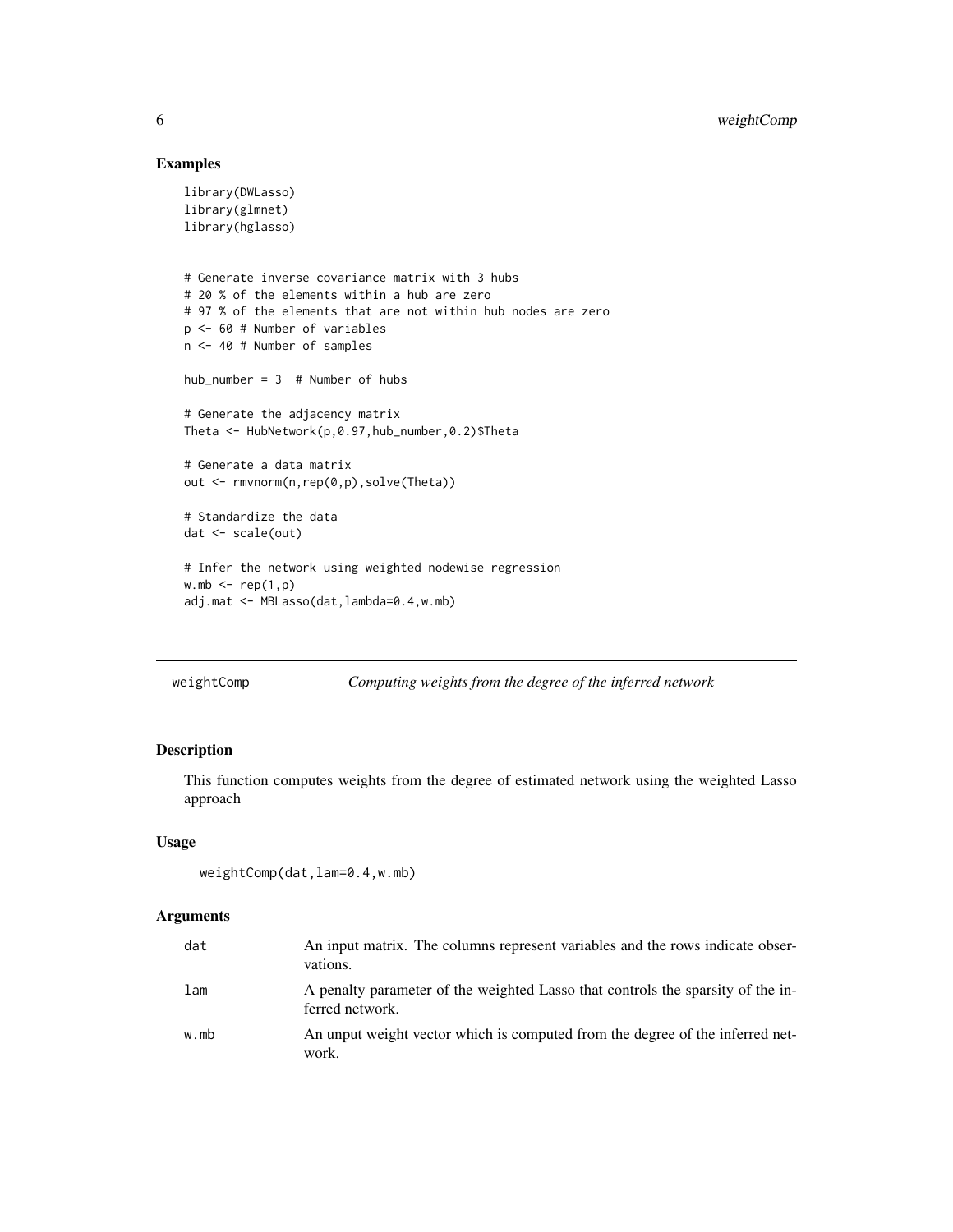## Examples

```
library(DWLasso)
library(glmnet)
library(hglasso)


# Generate inverse covariance matrix with 3 hubs
# 20 % of the elements within a hub are zero
# 97 % of the elements that are not within hub nodes are zero
p <- 60 # Number of variables
n <- 40 # Number of samples

hub_number = 3  # Number of hubs

# Generate the adjacency matrix
Theta <- HubNetwork(p,0.97,hub_number,0.2)$Theta

# Generate a data matrix
out <- rmvnorm(n,rep(0,p),solve(Theta))

# Standardize the data
dat <- scale(out)

# Infer the network using weighted nodewise regression
w.mb <- rep(1,p)
adj.mat <- MBLasso(dat,lambda=0.4,w.mb)
```

---

# weightComp *Computing weights from the degree of the inferred network*

## Description

This function computes weights from the degree of estimated network using the weighted Lasso approach

## Usage

```
weightComp(dat,lam=0.4,w.mb)
```

## Arguments

| | |
|---|---|
| dat | An input matrix. The columns represent variables and the rows indicate observations. |
| lam | A penalty parameter of the weighted Lasso that controls the sparsity of the inferred network. |
| w.mb | An unput weight vector which is computed from the degree of the inferred network. |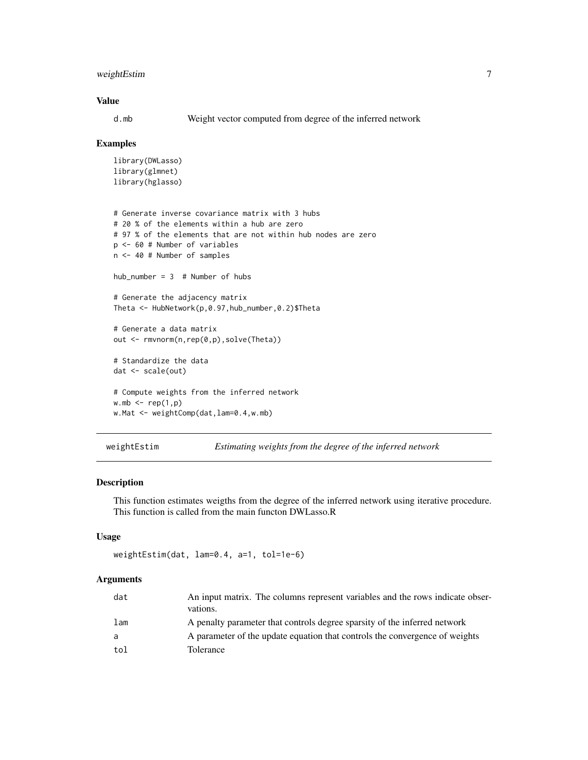### Value

| | |
|---|---|
| d.mb | Weight vector computed from degree of the inferred network |

### Examples

```
library(DWLasso)
library(glmnet)
library(hglasso)


# Generate inverse covariance matrix with 3 hubs
# 20 % of the elements within a hub are zero
# 97 % of the elements that are not within hub nodes are zero
p <- 60 # Number of variables
n <- 40 # Number of samples

hub_number = 3  # Number of hubs

# Generate the adjacency matrix
Theta <- HubNetwork(p,0.97,hub_number,0.2)$Theta

# Generate a data matrix
out <- rmvnorm(n,rep(0,p),solve(Theta))

# Standardize the data
dat <- scale(out)

# Compute weights from the inferred network
w.mb <- rep(1,p)
w.Mat <- weightComp(dat,lam=0.4,w.mb)
```

---

## weightEstim — *Estimating weights from the degree of the inferred network*

---

### Description

This function estimates weigths from the degree of the inferred network using iterative procedure. This function is called from the main functon DWLasso.R

### Usage

```
weightEstim(dat, lam=0.4, a=1, tol=1e-6)
```

### Arguments

| | |
|---|---|
| dat | An input matrix. The columns represent variables and the rows indicate observations. |
| lam | A penalty parameter that controls degree sparsity of the inferred network |
| a | A parameter of the update equation that controls the convergence of weights |
| tol | Tolerance |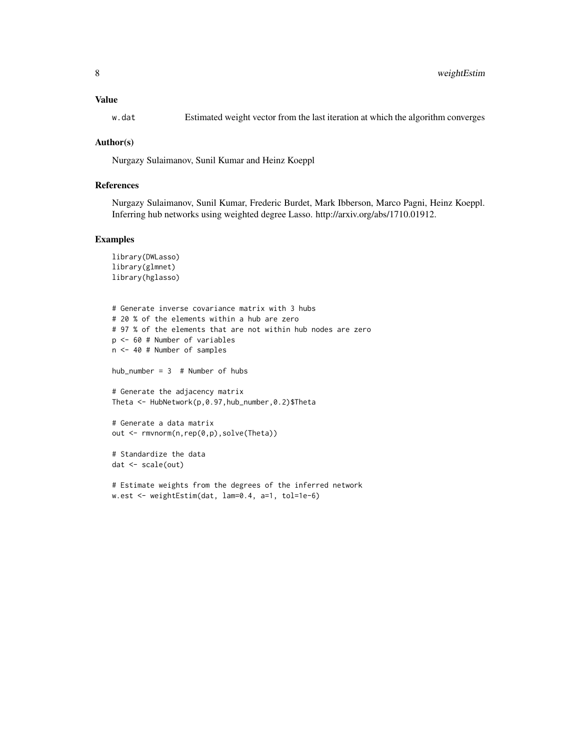## Value

w.dat Estimated weight vector from the last iteration at which the algorithm converges

## Author(s)

Nurgazy Sulaimanov, Sunil Kumar and Heinz Koeppl

## References

Nurgazy Sulaimanov, Sunil Kumar, Frederic Burdet, Mark Ibberson, Marco Pagni, Heinz Koeppl. Inferring hub networks using weighted degree Lasso. http://arxiv.org/abs/1710.01912.

## Examples

```
library(DWLasso)
library(glmnet)
library(hglasso)


# Generate inverse covariance matrix with 3 hubs
# 20 % of the elements within a hub are zero
# 97 % of the elements that are not within hub nodes are zero
p <- 60 # Number of variables
n <- 40 # Number of samples

hub_number = 3  # Number of hubs

# Generate the adjacency matrix
Theta <- HubNetwork(p,0.97,hub_number,0.2)$Theta

# Generate a data matrix
out <- rmvnorm(n,rep(0,p),solve(Theta))

# Standardize the data
dat <- scale(out)

# Estimate weights from the degrees of the inferred network
w.est <- weightEstim(dat, lam=0.4, a=1, tol=1e-6)
```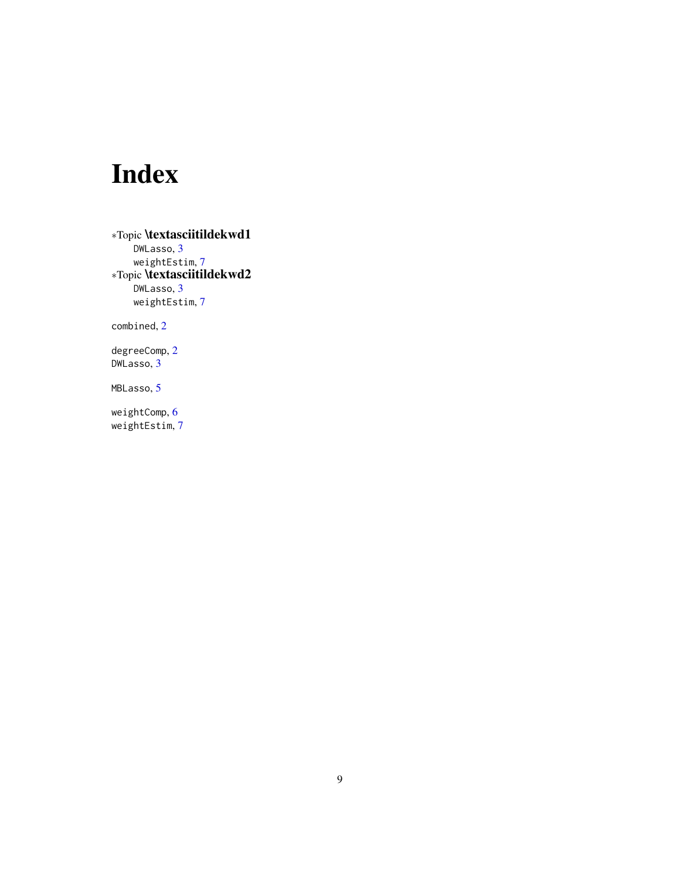# Index

*Topic **\textasciitildekwd1**
- DWLasso, 3
- weightEstim, 7

*Topic **\textasciitildekwd2**
- DWLasso, 3
- weightEstim, 7

combined, 2

degreeComp, 2
DWLasso, 3

MBLasso, 5

weightComp, 6
weightEstim, 7